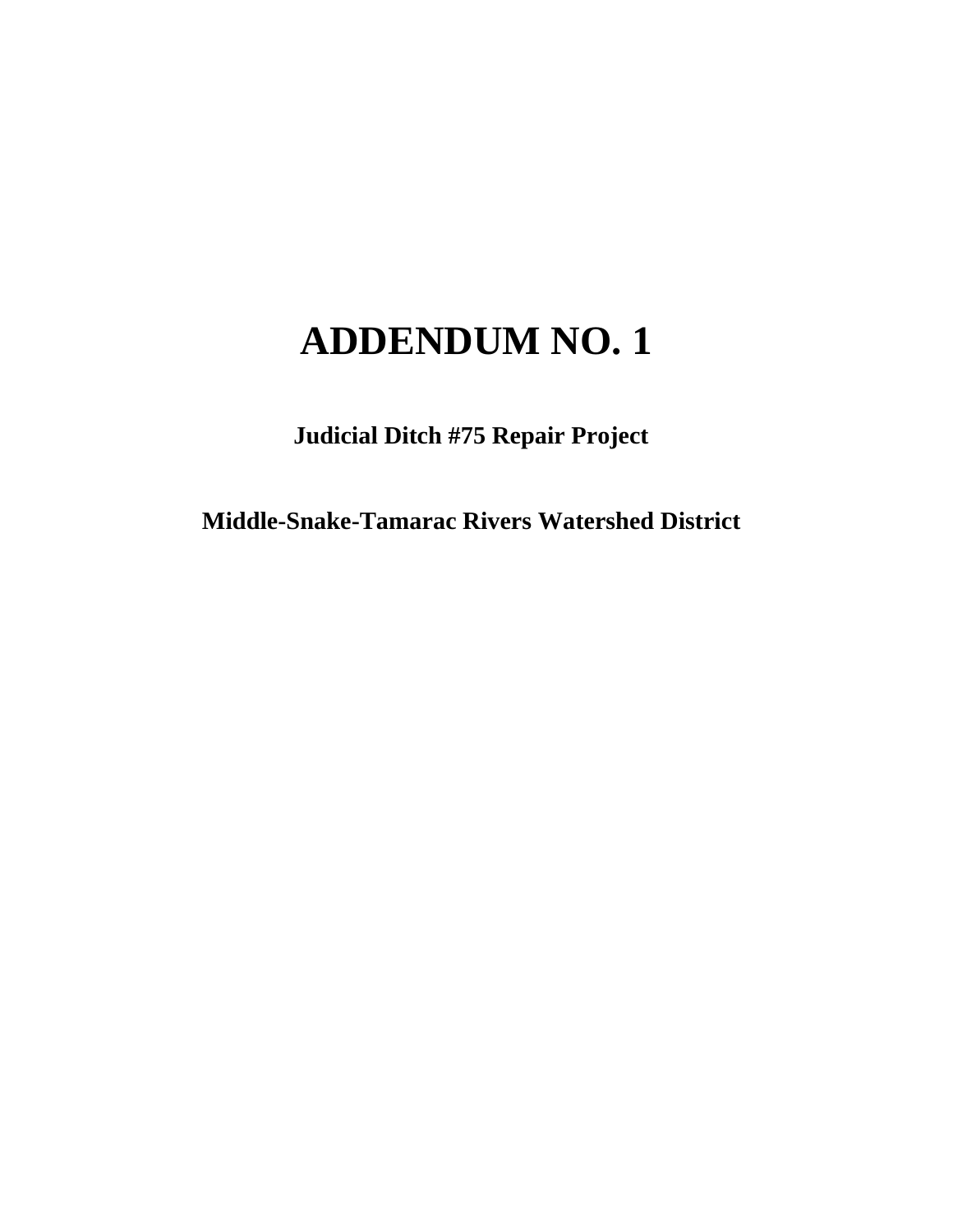# ADDENDUM NO. 1

**Judicial Ditch #75 Repair Project**

**Middle-Snake-Tamarac Rivers Watershed District**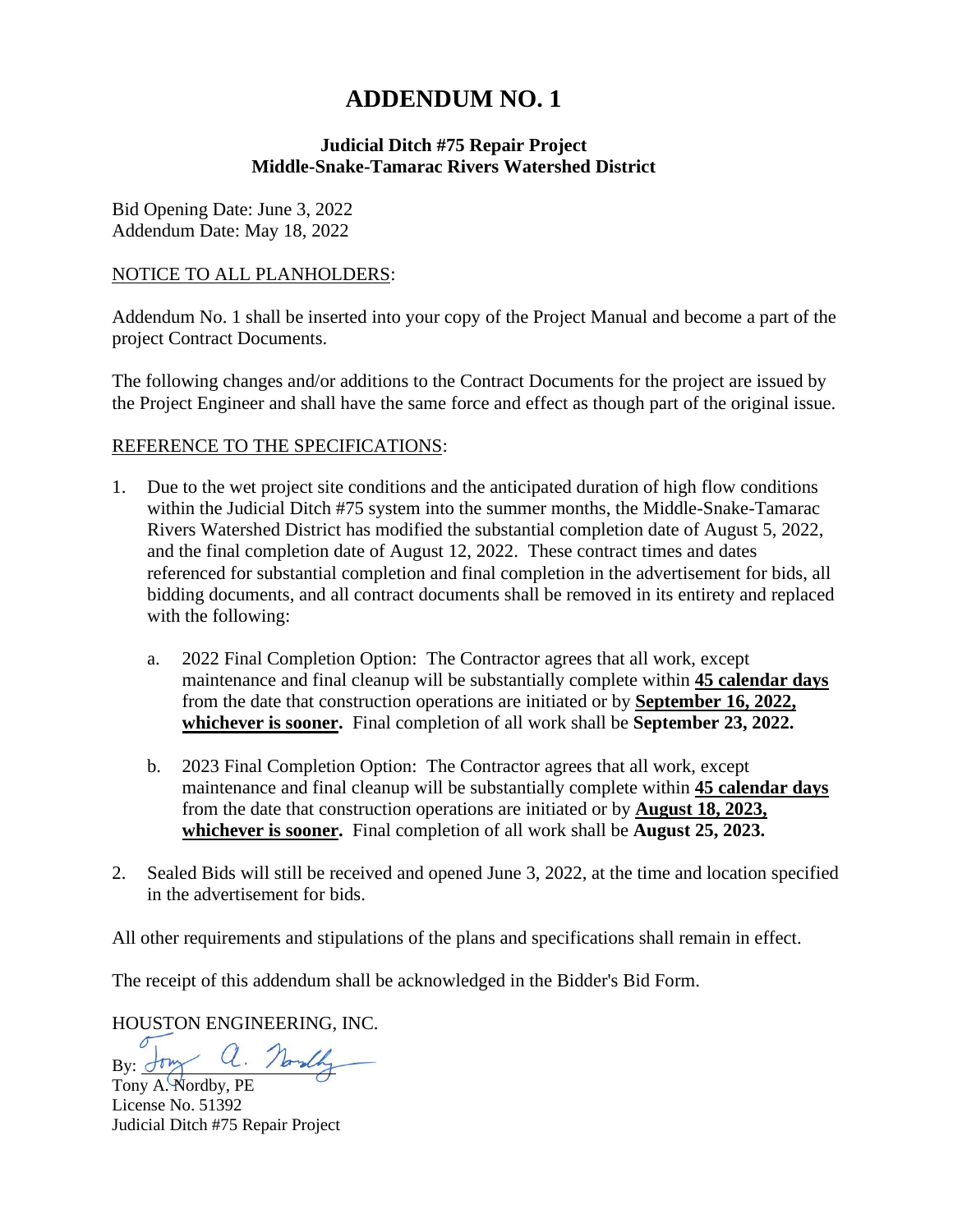# ADDENDUM NO. 1

**Judicial Ditch #75 Repair Project**
**Middle-Snake-Tamarac Rivers Watershed District**

Bid Opening Date: June 3, 2022
Addendum Date: May 18, 2022

NOTICE TO ALL PLANHOLDERS:

Addendum No. 1 shall be inserted into your copy of the Project Manual and become a part of the project Contract Documents.

The following changes and/or additions to the Contract Documents for the project are issued by the Project Engineer and shall have the same force and effect as though part of the original issue.

REFERENCE TO THE SPECIFICATIONS:

1. Due to the wet project site conditions and the anticipated duration of high flow conditions within the Judicial Ditch #75 system into the summer months, the Middle-Snake-Tamarac Rivers Watershed District has modified the substantial completion date of August 5, 2022, and the final completion date of August 12, 2022. These contract times and dates referenced for substantial completion and final completion in the advertisement for bids, all bidding documents, and all contract documents shall be removed in its entirety and replaced with the following:

    a. 2022 Final Completion Option: The Contractor agrees that all work, except maintenance and final cleanup will be substantially complete within **45 calendar days** from the date that construction operations are initiated or by **September 16, 2022, whichever is sooner.** Final completion of all work shall be **September 23, 2022.**

    b. 2023 Final Completion Option: The Contractor agrees that all work, except maintenance and final cleanup will be substantially complete within **45 calendar days** from the date that construction operations are initiated or by **August 18, 2023, whichever is sooner.** Final completion of all work shall be **August 25, 2023.**

2. Sealed Bids will still be received and opened June 3, 2022, at the time and location specified in the advertisement for bids.

All other requirements and stipulations of the plans and specifications shall remain in effect.

The receipt of this addendum shall be acknowledged in the Bidder's Bid Form.

HOUSTON ENGINEERING, INC.

By: Tony A. Nordby

Tony A. Nordby, PE
License No. 51392
Judicial Ditch #75 Repair Project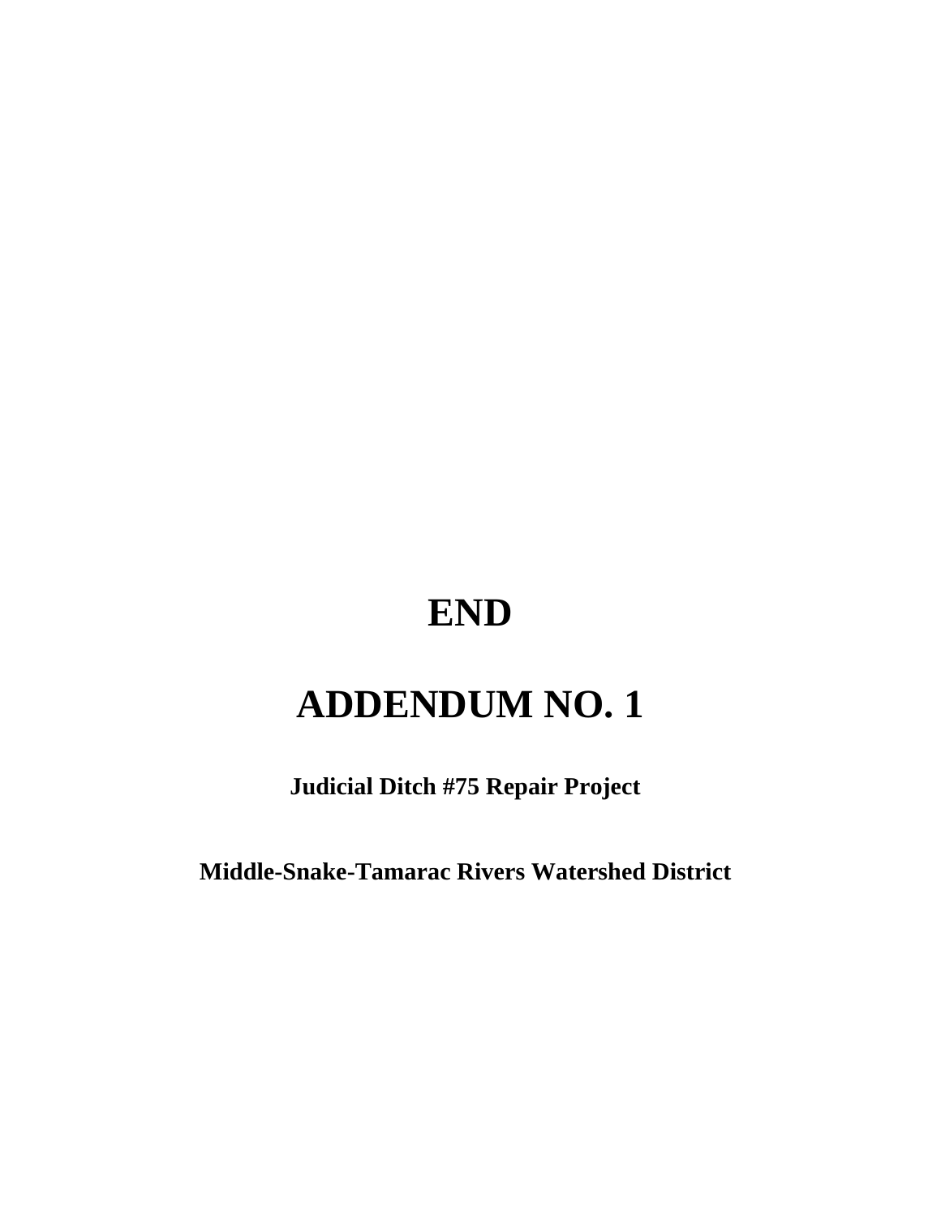# END

# ADDENDUM NO. 1

**Judicial Ditch #75 Repair Project**

**Middle-Snake-Tamarac Rivers Watershed District**